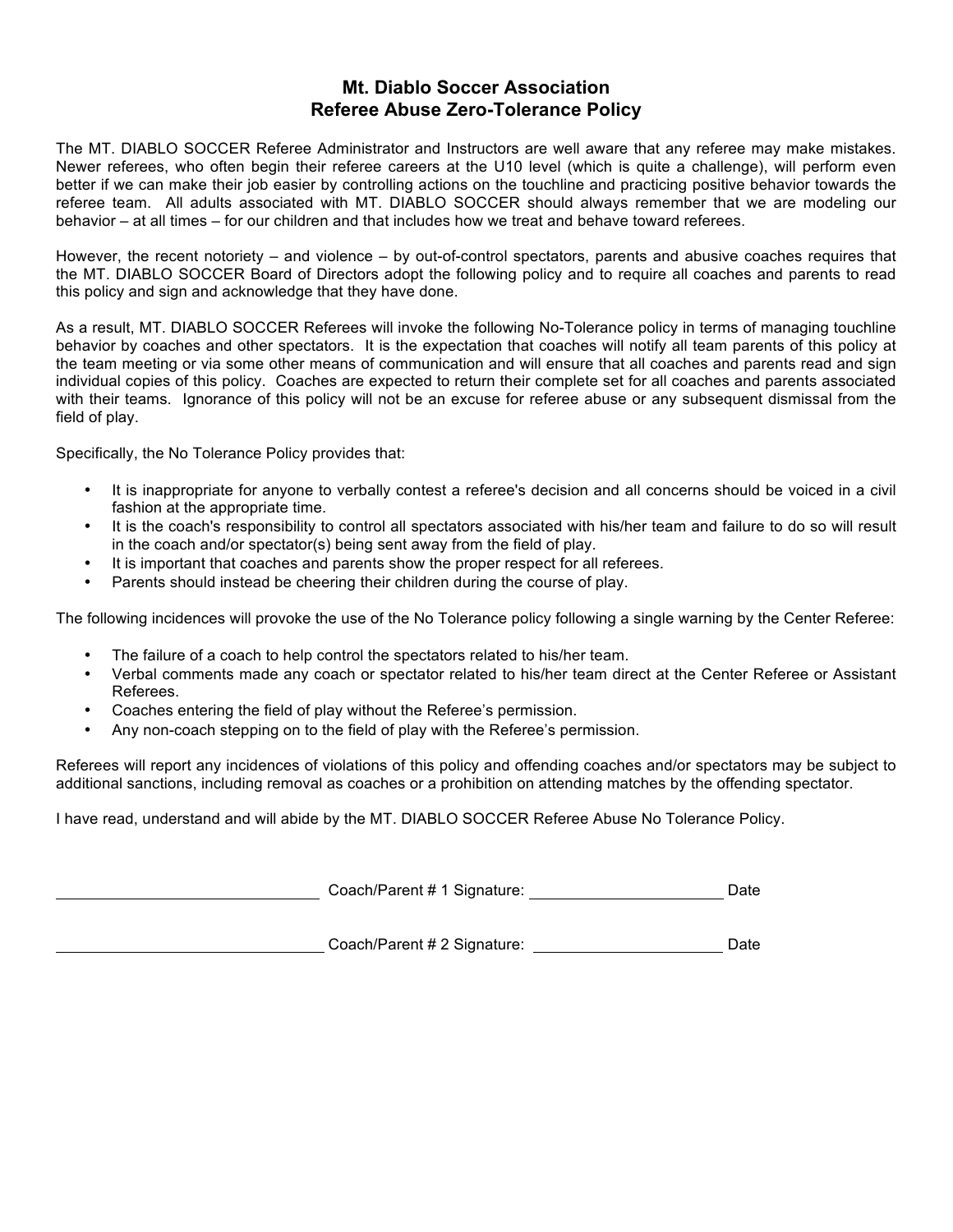# Mt. Diablo Soccer Association
# Referee Abuse Zero-Tolerance Policy

The MT. DIABLO SOCCER Referee Administrator and Instructors are well aware that any referee may make mistakes. Newer referees, who often begin their referee careers at the U10 level (which is quite a challenge), will perform even better if we can make their job easier by controlling actions on the touchline and practicing positive behavior towards the referee team. All adults associated with MT. DIABLO SOCCER should always remember that we are modeling our behavior – at all times – for our children and that includes how we treat and behave toward referees.

However, the recent notoriety – and violence – by out-of-control spectators, parents and abusive coaches requires that the MT. DIABLO SOCCER Board of Directors adopt the following policy and to require all coaches and parents to read this policy and sign and acknowledge that they have done.

As a result, MT. DIABLO SOCCER Referees will invoke the following No-Tolerance policy in terms of managing touchline behavior by coaches and other spectators. It is the expectation that coaches will notify all team parents of this policy at the team meeting or via some other means of communication and will ensure that all coaches and parents read and sign individual copies of this policy. Coaches are expected to return their complete set for all coaches and parents associated with their teams. Ignorance of this policy will not be an excuse for referee abuse or any subsequent dismissal from the field of play.

Specifically, the No Tolerance Policy provides that:

- It is inappropriate for anyone to verbally contest a referee's decision and all concerns should be voiced in a civil fashion at the appropriate time.
- It is the coach's responsibility to control all spectators associated with his/her team and failure to do so will result in the coach and/or spectator(s) being sent away from the field of play.
- It is important that coaches and parents show the proper respect for all referees.
- Parents should instead be cheering their children during the course of play.

The following incidences will provoke the use of the No Tolerance policy following a single warning by the Center Referee:

- The failure of a coach to help control the spectators related to his/her team.
- Verbal comments made any coach or spectator related to his/her team direct at the Center Referee or Assistant Referees.
- Coaches entering the field of play without the Referee's permission.
- Any non-coach stepping on to the field of play with the Referee's permission.

Referees will report any incidences of violations of this policy and offending coaches and/or spectators may be subject to additional sanctions, including removal as coaches or a prohibition on attending matches by the offending spectator.

I have read, understand and will abide by the MT. DIABLO SOCCER Referee Abuse No Tolerance Policy.

\_\_\_\_\_\_\_\_\_\_\_\_\_\_\_\_\_\_\_\_\_\_\_\_\_\_\_\_ Coach/Parent # 1 Signature: \_\_\_\_\_\_\_\_\_\_\_\_\_\_\_\_\_\_\_\_ Date

\_\_\_\_\_\_\_\_\_\_\_\_\_\_\_\_\_\_\_\_\_\_\_\_\_\_\_\_ Coach/Parent # 2 Signature: \_\_\_\_\_\_\_\_\_\_\_\_\_\_\_\_\_\_\_\_ Date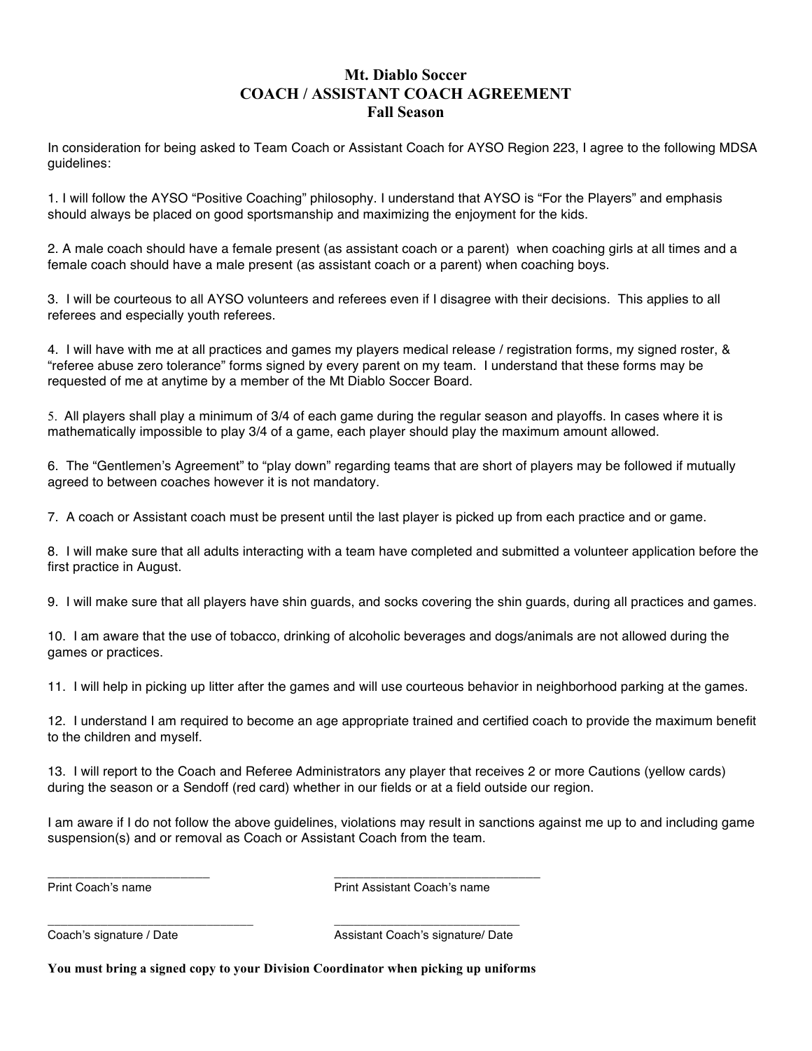# Mt. Diablo Soccer
## COACH / ASSISTANT COACH AGREEMENT
### Fall Season

In consideration for being asked to Team Coach or Assistant Coach for AYSO Region 223, I agree to the following MDSA guidelines:

1. I will follow the AYSO "Positive Coaching" philosophy. I understand that AYSO is "For the Players" and emphasis should always be placed on good sportsmanship and maximizing the enjoyment for the kids.

2. A male coach should have a female present (as assistant coach or a parent) when coaching girls at all times and a female coach should have a male present (as assistant coach or a parent) when coaching boys.

3. I will be courteous to all AYSO volunteers and referees even if I disagree with their decisions. This applies to all referees and especially youth referees.

4. I will have with me at all practices and games my players medical release / registration forms, my signed roster, & "referee abuse zero tolerance" forms signed by every parent on my team. I understand that these forms may be requested of me at anytime by a member of the Mt Diablo Soccer Board.

5. All players shall play a minimum of 3/4 of each game during the regular season and playoffs. In cases where it is mathematically impossible to play 3/4 of a game, each player should play the maximum amount allowed.

6. The "Gentlemen's Agreement" to "play down" regarding teams that are short of players may be followed if mutually agreed to between coaches however it is not mandatory.

7. A coach or Assistant coach must be present until the last player is picked up from each practice and or game.

8. I will make sure that all adults interacting with a team have completed and submitted a volunteer application before the first practice in August.

9. I will make sure that all players have shin guards, and socks covering the shin guards, during all practices and games.

10. I am aware that the use of tobacco, drinking of alcoholic beverages and dogs/animals are not allowed during the games or practices.

11. I will help in picking up litter after the games and will use courteous behavior in neighborhood parking at the games.

12. I understand I am required to become an age appropriate trained and certified coach to provide the maximum benefit to the children and myself.

13. I will report to the Coach and Referee Administrators any player that receives 2 or more Cautions (yellow cards) during the season or a Sendoff (red card) whether in our fields or at a field outside our region.

I am aware if I do not follow the above guidelines, violations may result in sanctions against me up to and including game suspension(s) and or removal as Coach or Assistant Coach from the team.

| | |
|---|---|
| ________________________ | ______________________________ |
| Print Coach's name | Print Assistant Coach's name |
| ______________________________ | ___________________________ |
| Coach's signature / Date | Assistant Coach's signature/ Date |

**You must bring a signed copy to your Division Coordinator when picking up uniforms**